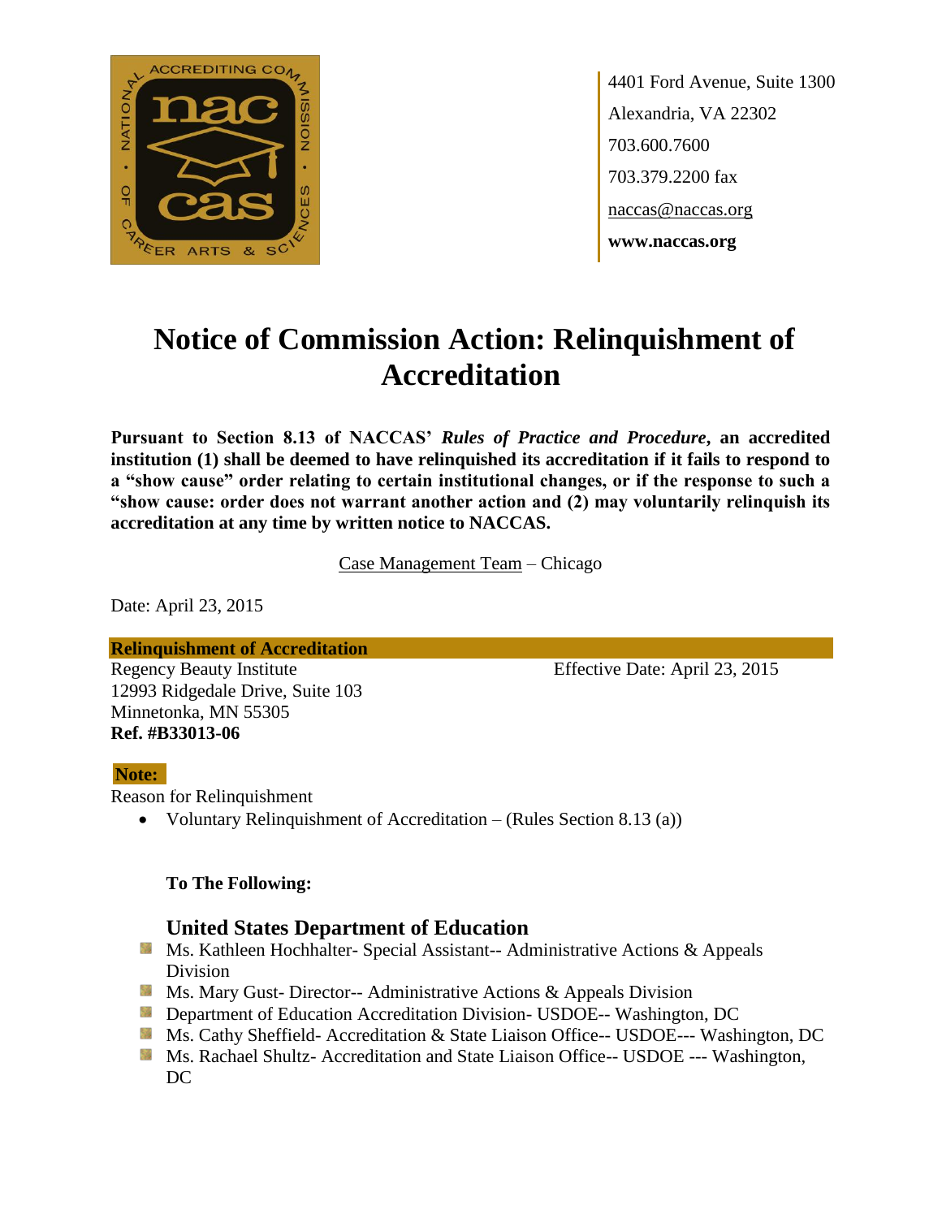4401 Ford Avenue, Suite 1300
Alexandria, VA 22302
703.600.7600
703.379.2200 fax
naccas@naccas.org
**www.naccas.org**

# Notice of Commission Action: Relinquishment of Accreditation

**Pursuant to Section 8.13 of NACCAS' *Rules of Practice and Procedure*, an accredited institution (1) shall be deemed to have relinquished its accreditation if it fails to respond to a "show cause" order relating to certain institutional changes, or if the response to such a "show cause: order does not warrant another action and (2) may voluntarily relinquish its accreditation at any time by written notice to NACCAS.**

Case Management Team – Chicago

Date: April 23, 2015

**Relinquishment of Accreditation**

Regency Beauty Institute
12993 Ridgedale Drive, Suite 103
Minnetonka, MN 55305
**Ref. #B33013-06**

Effective Date: April 23, 2015

**Note:**

Reason for Relinquishment

- Voluntary Relinquishment of Accreditation – (Rules Section 8.13 (a))

**To The Following:**

### United States Department of Education

- Ms. Kathleen Hochhalter- Special Assistant-- Administrative Actions & Appeals Division
- Ms. Mary Gust- Director-- Administrative Actions & Appeals Division
- Department of Education Accreditation Division- USDOE-- Washington, DC
- Ms. Cathy Sheffield- Accreditation & State Liaison Office-- USDOE--- Washington, DC
- Ms. Rachael Shultz- Accreditation and State Liaison Office-- USDOE --- Washington, DC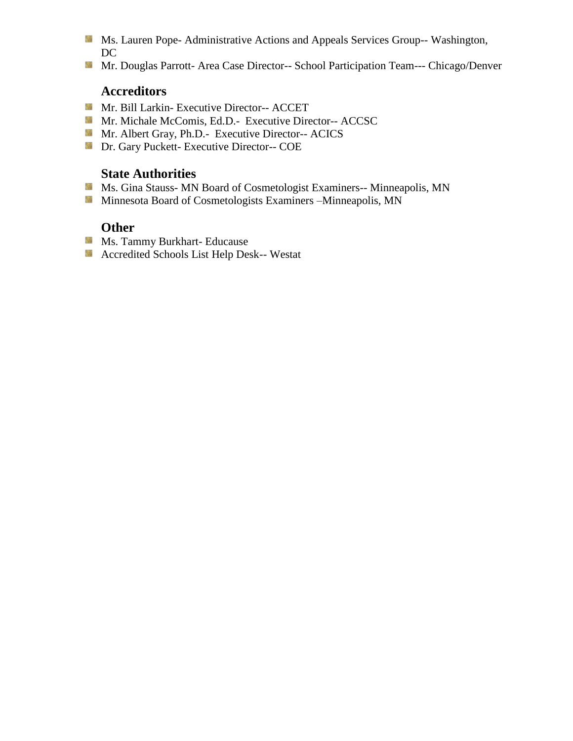- Ms. Lauren Pope- Administrative Actions and Appeals Services Group-- Washington, DC
- Mr. Douglas Parrott- Area Case Director-- School Participation Team--- Chicago/Denver

### Accreditors

- Mr. Bill Larkin- Executive Director-- ACCET
- Mr. Michale McComis, Ed.D.- Executive Director-- ACCSC
- Mr. Albert Gray, Ph.D.- Executive Director-- ACICS
- Dr. Gary Puckett- Executive Director-- COE

### State Authorities

- Ms. Gina Stauss- MN Board of Cosmetologist Examiners-- Minneapolis, MN
- Minnesota Board of Cosmetologists Examiners –Minneapolis, MN

### Other

- Ms. Tammy Burkhart- Educause
- Accredited Schools List Help Desk-- Westat